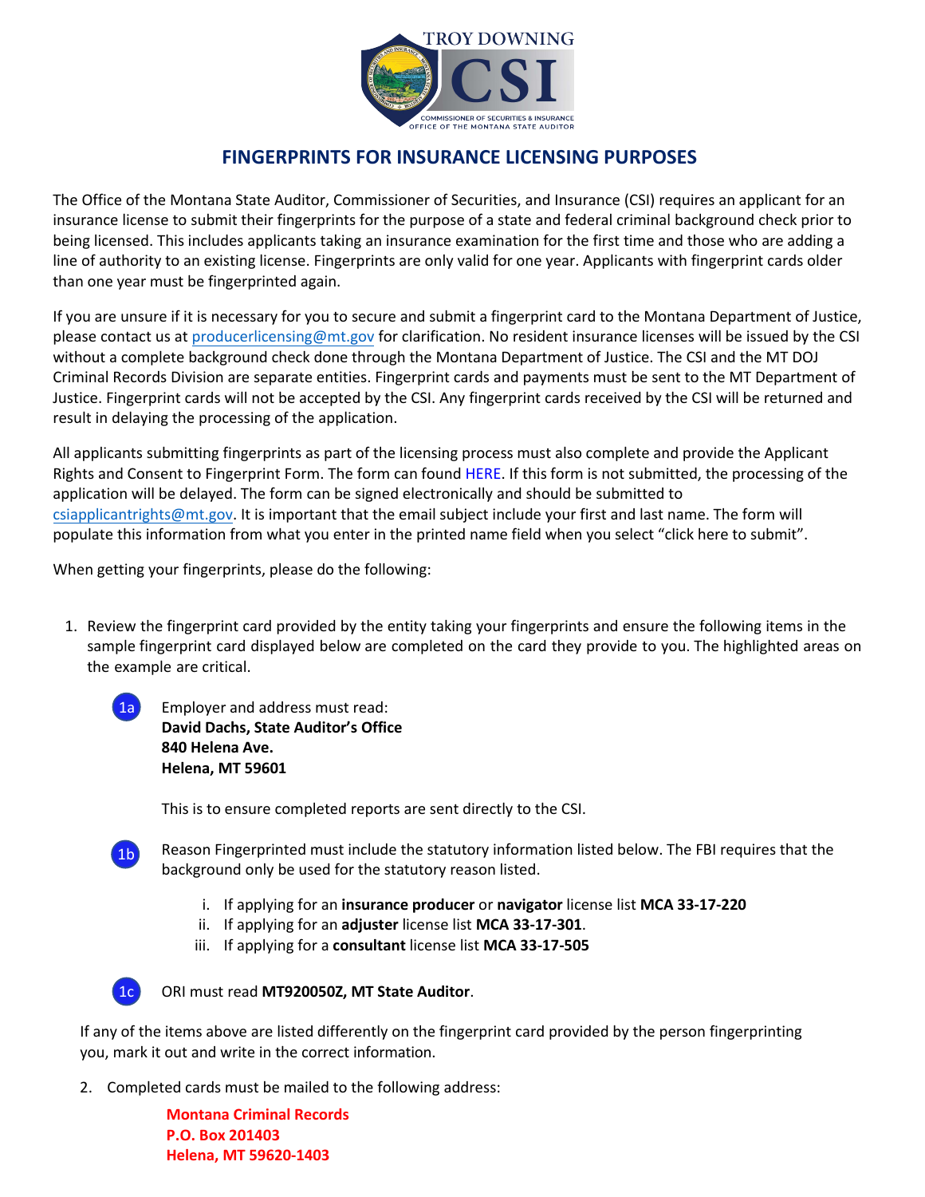# FINGERPRINTS FOR INSURANCE LICENSING PURPOSES

The Office of the Montana State Auditor, Commissioner of Securities, and Insurance (CSI) requires an applicant for an insurance license to submit their fingerprints for the purpose of a state and federal criminal background check prior to being licensed. This includes applicants taking an insurance examination for the first time and those who are adding a line of authority to an existing license. Fingerprints are only valid for one year. Applicants with fingerprint cards older than one year must be fingerprinted again.

If you are unsure if it is necessary for you to secure and submit a fingerprint card to the Montana Department of Justice, please contact us at producerlicensing@mt.gov for clarification. No resident insurance licenses will be issued by the CSI without a complete background check done through the Montana Department of Justice. The CSI and the MT DOJ Criminal Records Division are separate entities. Fingerprint cards and payments must be sent to the MT Department of Justice. Fingerprint cards will not be accepted by the CSI. Any fingerprint cards received by the CSI will be returned and result in delaying the processing of the application.

All applicants submitting fingerprints as part of the licensing process must also complete and provide the Applicant Rights and Consent to Fingerprint Form. The form can found HERE. If this form is not submitted, the processing of the application will be delayed. The form can be signed electronically and should be submitted to csiapplicantrights@mt.gov. It is important that the email subject include your first and last name. The form will populate this information from what you enter in the printed name field when you select "click here to submit".

When getting your fingerprints, please do the following:

1. Review the fingerprint card provided by the entity taking your fingerprints and ensure the following items in the sample fingerprint card displayed below are completed on the card they provide to you. The highlighted areas on the example are critical.

   **1a** Employer and address must read:
   **David Dachs, State Auditor's Office**
   **840 Helena Ave.**
   **Helena, MT 59601**

   This is to ensure completed reports are sent directly to the CSI.

   **1b** Reason Fingerprinted must include the statutory information listed below. The FBI requires that the background only be used for the statutory reason listed.

   i. If applying for an **insurance producer** or **navigator** license list **MCA 33-17-220**
   ii. If applying for an **adjuster** license list **MCA 33-17-301**.
   iii. If applying for a **consultant** license list **MCA 33-17-505**

   **1c** ORI must read **MT920050Z, MT State Auditor**.

   If any of the items above are listed differently on the fingerprint card provided by the person fingerprinting you, mark it out and write in the correct information.

2. Completed cards must be mailed to the following address:

   **Montana Criminal Records**
   **P.O. Box 201403**
   **Helena, MT 59620-1403**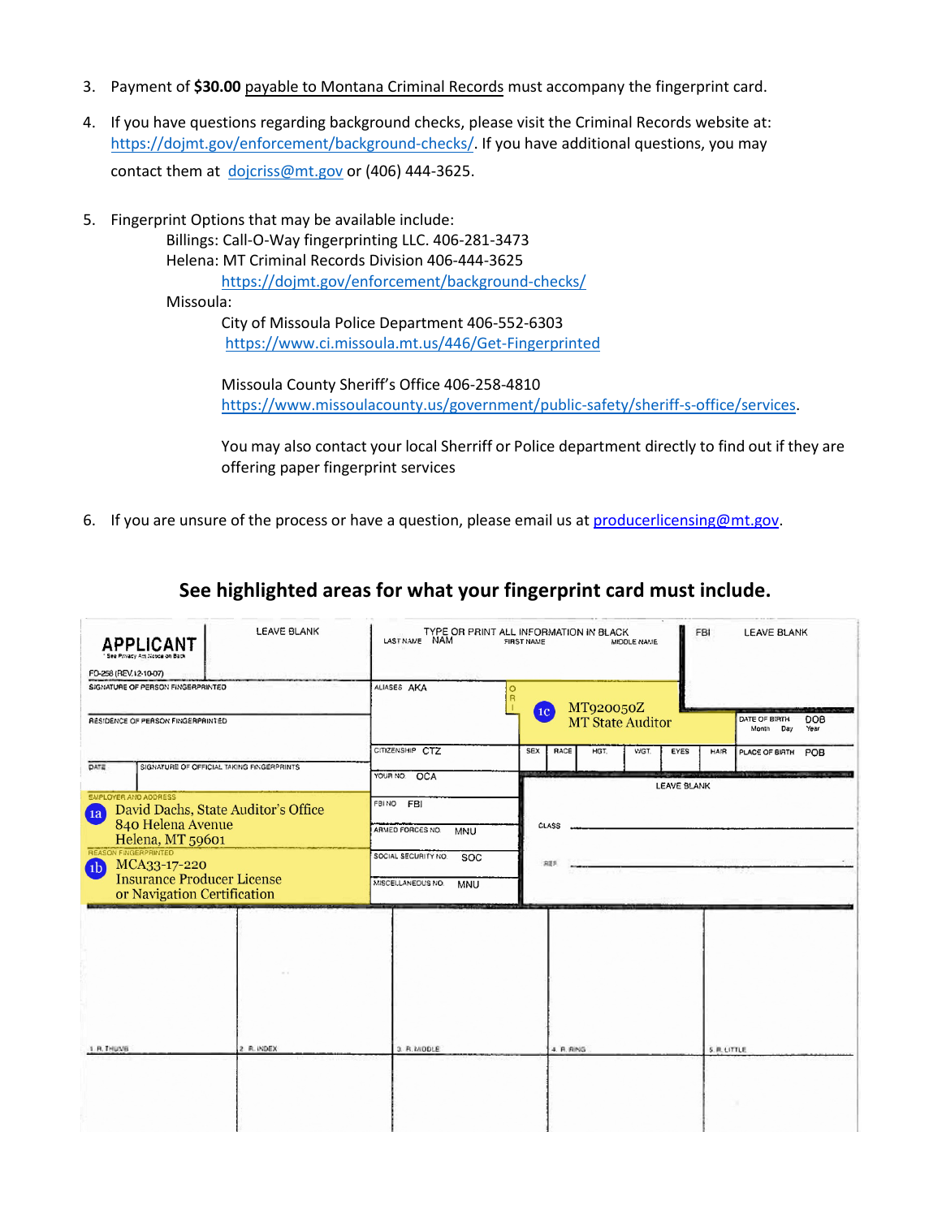3. Payment of **$30.00** payable to Montana Criminal Records must accompany the fingerprint card.

4. If you have questions regarding background checks, please visit the Criminal Records website at: https://dojmt.gov/enforcement/background-checks/. If you have additional questions, you may contact them at dojcriss@mt.gov or (406) 444-3625.

5. Fingerprint Options that may be available include:
   - Billings: Call-O-Way fingerprinting LLC. 406-281-3473
   - Helena: MT Criminal Records Division 406-444-3625
     https://dojmt.gov/enforcement/background-checks/
   - Missoula:
     - City of Missoula Police Department 406-552-6303
       https://www.ci.missoula.mt.us/446/Get-Fingerprinted
     - Missoula County Sheriff's Office 406-258-4810
       https://www.missoulacounty.us/government/public-safety/sheriff-s-office/services.

     You may also contact your local Sherriff or Police department directly to find out if they are offering paper fingerprint services

6. If you are unsure of the process or have a question, please email us at producerlicensing@mt.gov.

## See highlighted areas for what your fingerprint card must include.

APPLICANT
* See Privacy Act Notice on Back
FD-258 (REV.12-10-07)

LEAVE BLANK

TYPE OR PRINT ALL INFORMATION IN BLACK
LAST NAME NAM FIRST NAME MIDDLE NAME

FBI LEAVE BLANK

SIGNATURE OF PERSON FINGERPRINTED

ALIASES AKA

ORI

1c MT920050Z
MT State Auditor

DATE OF BIRTH DOB
Month Day Year

RESIDENCE OF PERSON FINGERPRINTED

CITIZENSHIP CTZ

SEX RACE HGT. WGT. EYES HAIR PLACE OF BIRTH POB

DATE SIGNATURE OF OFFICIAL TAKING FINGERPRINTS

YOUR NO. OCA

LEAVE BLANK

EMPLOYER AND ADDRESS
1a David Dachs, State Auditor's Office
840 Helena Avenue
Helena, MT 59601

FBI NO. FBI

CLASS

ARMED FORCES NO. MNU

REASON FINGERPRINTED
1b MCA33-17-220
Insurance Producer License
or Navigation Certification

SOCIAL SECURITY NO. SOC

REF.

MISCELLANEOUS NO. MNU

1. R. THUMB 2. R. INDEX 3. R. MIDDLE 4. R. RING 5. R. LITTLE